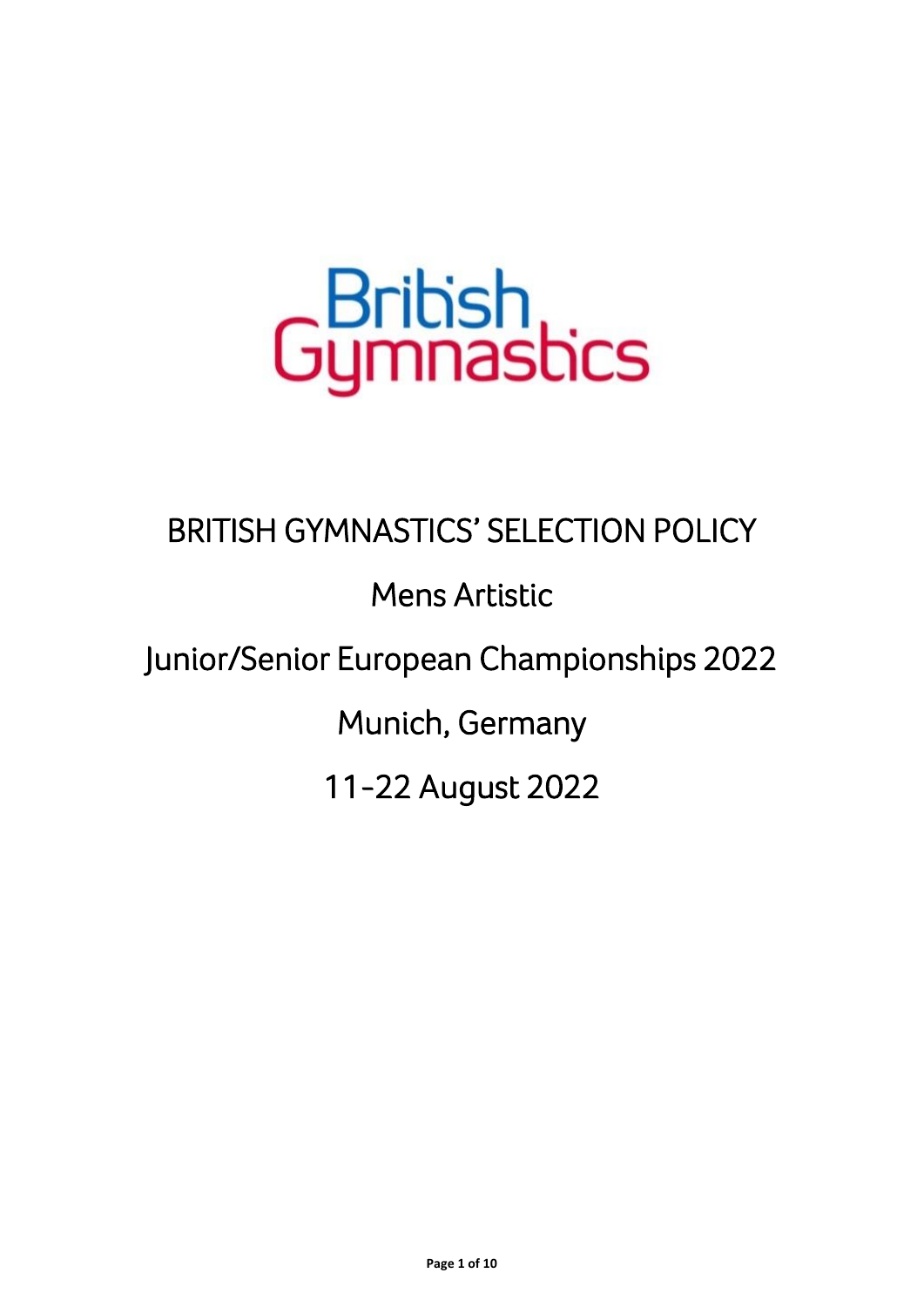British Gymnastics

# BRITISH GYMNASTICS' SELECTION POLICY

## Mens Artistic

## Junior/Senior European Championships 2022

## Munich, Germany

## 11-22 August 2022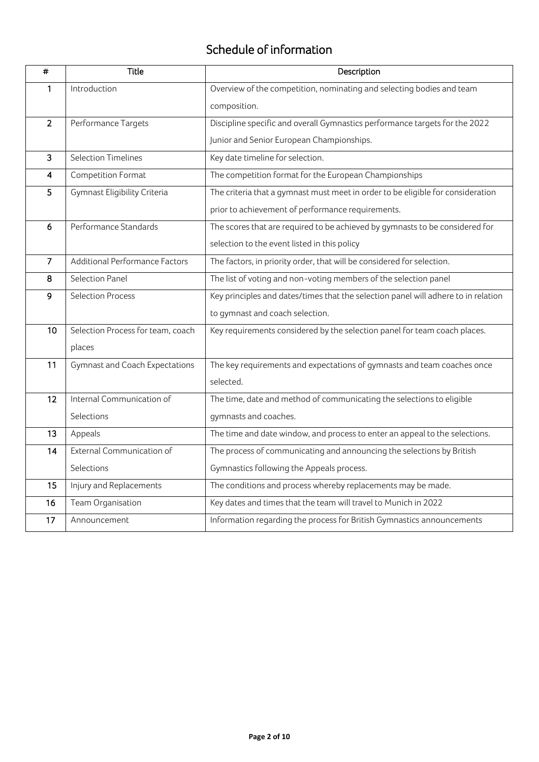# Schedule of information

| # | Title | Description |
|---|---|---|
| 1 | Introduction | Overview of the competition, nominating and selecting bodies and team composition. |
| 2 | Performance Targets | Discipline specific and overall Gymnastics performance targets for the 2022 Junior and Senior European Championships. |
| 3 | Selection Timelines | Key date timeline for selection. |
| 4 | Competition Format | The competition format for the European Championships |
| 5 | Gymnast Eligibility Criteria | The criteria that a gymnast must meet in order to be eligible for consideration prior to achievement of performance requirements. |
| 6 | Performance Standards | The scores that are required to be achieved by gymnasts to be considered for selection to the event listed in this policy |
| 7 | Additional Performance Factors | The factors, in priority order, that will be considered for selection. |
| 8 | Selection Panel | The list of voting and non-voting members of the selection panel |
| 9 | Selection Process | Key principles and dates/times that the selection panel will adhere to in relation to gymnast and coach selection. |
| 10 | Selection Process for team, coach places | Key requirements considered by the selection panel for team coach places. |
| 11 | Gymnast and Coach Expectations | The key requirements and expectations of gymnasts and team coaches once selected. |
| 12 | Internal Communication of Selections | The time, date and method of communicating the selections to eligible gymnasts and coaches. |
| 13 | Appeals | The time and date window, and process to enter an appeal to the selections. |
| 14 | External Communication of Selections | The process of communicating and announcing the selections by British Gymnastics following the Appeals process. |
| 15 | Injury and Replacements | The conditions and process whereby replacements may be made. |
| 16 | Team Organisation | Key dates and times that the team will travel to Munich in 2022 |
| 17 | Announcement | Information regarding the process for British Gymnastics announcements |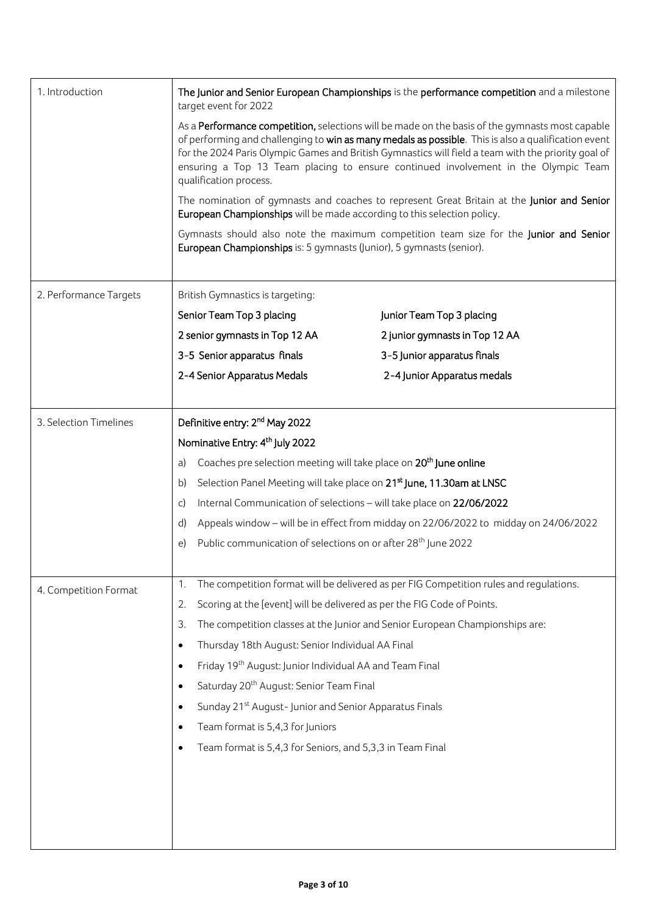| | |
|---|---|
| 1. Introduction | **The Junior and Senior European Championships** is the **performance competition** and a milestone target event for 2022<br><br>As a **Performance competition,** selections will be made on the basis of the gymnasts most capable of performing and challenging to **win as many medals as possible**. This is also a qualification event for the 2024 Paris Olympic Games and British Gymnastics will field a team with the priority goal of ensuring a Top 13 Team placing to ensure continued involvement in the Olympic Team qualification process.<br><br>The nomination of gymnasts and coaches to represent Great Britain at the **Junior and Senior European Championships** will be made according to this selection policy.<br><br>Gymnasts should also note the maximum competition team size for the **Junior and Senior European Championships** is: 5 gymnasts (Junior), 5 gymnasts (senior). |
| 2. Performance Targets | British Gymnastics is targeting:<br><br>Senior Team Top 3 placing — Junior Team Top 3 placing<br>2 senior gymnasts in Top 12 AA — 2 junior gymnasts in Top 12 AA<br>3-5 Senior apparatus finals — 3-5 Junior apparatus finals<br>2-4 Senior Apparatus Medals — 2-4 Junior Apparatus medals |
| 3. Selection Timelines | Definitive entry: 2nd May 2022<br>Nominative Entry: 4th July 2022<br>a) Coaches pre selection meeting will take place on **20th June online**<br>b) Selection Panel Meeting will take place on **21st June, 11.30am at LNSC**<br>c) Internal Communication of selections – will take place on **22/06/2022**<br>d) Appeals window – will be in effect from midday on 22/06/2022 to midday on 24/06/2022<br>e) Public communication of selections on or after 28th June 2022 |
| 4. Competition Format | 1. The competition format will be delivered as per FIG Competition rules and regulations.<br>2. Scoring at the [event] will be delivered as per the FIG Code of Points.<br>3. The competition classes at the Junior and Senior European Championships are:<br>• Thursday 18th August: Senior Individual AA Final<br>• Friday 19th August: Junior Individual AA and Team Final<br>• Saturday 20th August: Senior Team Final<br>• Sunday 21st August- Junior and Senior Apparatus Finals<br>• Team format is 5,4,3 for Juniors<br>• Team format is 5,4,3 for Seniors, and 5,3,3 in Team Final |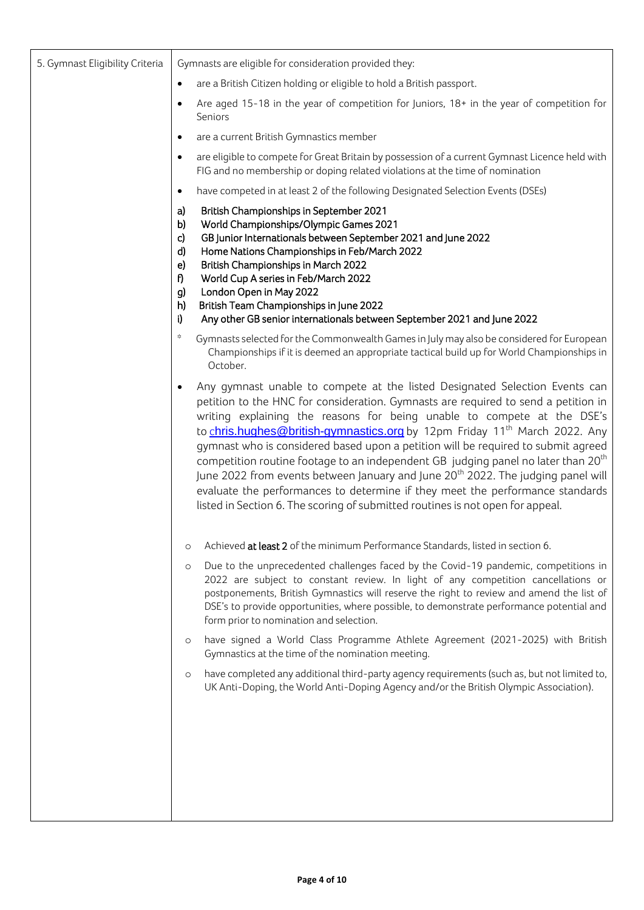| 5. Gymnast Eligibility Criteria | Gymnasts are eligible for consideration provided they: |
|---|---|

- are a British Citizen holding or eligible to hold a British passport.
- Are aged 15-18 in the year of competition for Juniors, 18+ in the year of competition for Seniors
- are a current British Gymnastics member
- are eligible to compete for Great Britain by possession of a current Gymnast Licence held with FIG and no membership or doping related violations at the time of nomination
- have competed in at least 2 of the following Designated Selection Events (DSEs)

a) British Championships in September 2021
b) World Championships/Olympic Games 2021
c) GB Junior Internationals between September 2021 and June 2022
d) Home Nations Championships in Feb/March 2022
e) British Championships in March 2022
f) World Cup A series in Feb/March 2022
g) London Open in May 2022
h) British Team Championships in June 2022
i) Any other GB senior internationals between September 2021 and June 2022

\* Gymnasts selected for the Commonwealth Games in July may also be considered for European Championships if it is deemed an appropriate tactical build up for World Championships in October.

- Any gymnast unable to compete at the listed Designated Selection Events can petition to the HNC for consideration. Gymnasts are required to send a petition in writing explaining the reasons for being unable to compete at the DSE's to chris.hughes@british-gymnastics.org by 12pm Friday 11th March 2022. Any gymnast who is considered based upon a petition will be required to submit agreed competition routine footage to an independent GB judging panel no later than 20th June 2022 from events between January and June 20th 2022. The judging panel will evaluate the performances to determine if they meet the performance standards listed in Section 6. The scoring of submitted routines is not open for appeal.

  - Achieved **at least 2** of the minimum Performance Standards, listed in section 6.
  - Due to the unprecedented challenges faced by the Covid-19 pandemic, competitions in 2022 are subject to constant review. In light of any competition cancellations or postponements, British Gymnastics will reserve the right to review and amend the list of DSE's to provide opportunities, where possible, to demonstrate performance potential and form prior to nomination and selection.
  - have signed a World Class Programme Athlete Agreement (2021-2025) with British Gymnastics at the time of the nomination meeting.
  - have completed any additional third-party agency requirements (such as, but not limited to, UK Anti-Doping, the World Anti-Doping Agency and/or the British Olympic Association).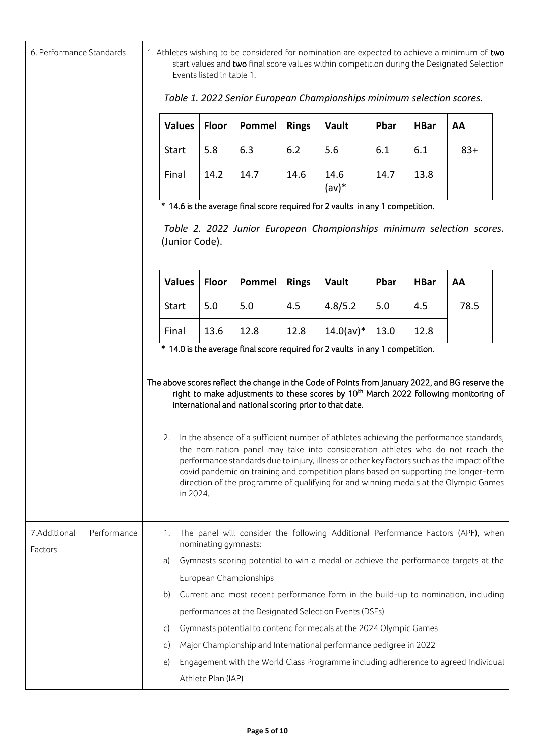## 6. Performance Standards

1. Athletes wishing to be considered for nomination are expected to achieve a minimum of **two** start values and **two** final score values within competition during the Designated Selection Events listed in table 1.

*Table 1. 2022 Senior European Championships minimum selection scores.*

| Values | Floor | Pommel | Rings | Vault | Pbar | HBar | AA |
|---|---|---|---|---|---|---|---|
| Start | 5.8 | 6.3 | 6.2 | 5.6 | 6.1 | 6.1 | 83+ |
| Final | 14.2 | 14.7 | 14.6 | 14.6 (av)* | 14.7 | 13.8 | |

\* 14.6 is the average final score required for 2 vaults in any 1 competition.

*Table 2. 2022 Junior European Championships minimum selection scores.* (Junior Code).

| Values | Floor | Pommel | Rings | Vault | Pbar | HBar | AA |
|---|---|---|---|---|---|---|---|
| Start | 5.0 | 5.0 | 4.5 | 4.8/5.2 | 5.0 | 4.5 | 78.5 |
| Final | 13.6 | 12.8 | 12.8 | 14.0(av)* | 13.0 | 12.8 | |

\* 14.0 is the average final score required for 2 vaults in any 1 competition.

The above scores reflect the change in the Code of Points from January 2022, and BG reserve the right to make adjustments to these scores by 10th March 2022 following monitoring of international and national scoring prior to that date.

2. In the absence of a sufficient number of athletes achieving the performance standards, the nomination panel may take into consideration athletes who do not reach the performance standards due to injury, illness or other key factors such as the impact of the covid pandemic on training and competition plans based on supporting the longer-term direction of the programme of qualifying for and winning medals at the Olympic Games in 2024.

## 7. Additional Performance Factors

1. The panel will consider the following Additional Performance Factors (APF), when nominating gymnasts:
   a) Gymnasts scoring potential to win a medal or achieve the performance targets at the European Championships
   b) Current and most recent performance form in the build-up to nomination, including performances at the Designated Selection Events (DSEs)
   c) Gymnasts potential to contend for medals at the 2024 Olympic Games
   d) Major Championship and International performance pedigree in 2022
   e) Engagement with the World Class Programme including adherence to agreed Individual Athlete Plan (IAP)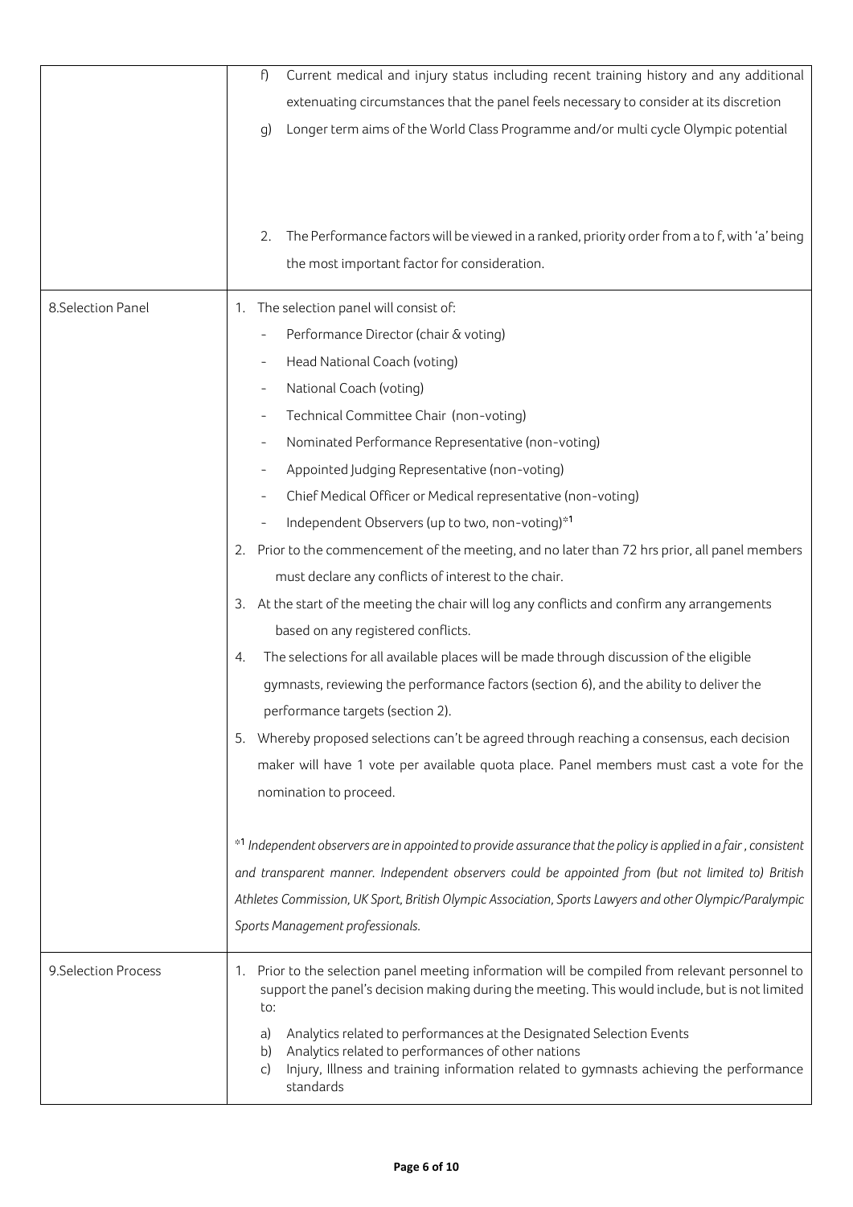| | |
|---|---|
| | f) Current medical and injury status including recent training history and any additional extenuating circumstances that the panel feels necessary to consider at its discretion<br>g) Longer term aims of the World Class Programme and/or multi cycle Olympic potential<br><br>2. The Performance factors will be viewed in a ranked, priority order from a to f, with 'a' being the most important factor for consideration. |
| 8.Selection Panel | 1. The selection panel will consist of:<br>- Performance Director (chair & voting)<br>- Head National Coach (voting)<br>- National Coach (voting)<br>- Technical Committee Chair (non-voting)<br>- Nominated Performance Representative (non-voting)<br>- Appointed Judging Representative (non-voting)<br>- Chief Medical Officer or Medical representative (non-voting)<br>- Independent Observers (up to two, non-voting)*[1]<br>2. Prior to the commencement of the meeting, and no later than 72 hrs prior, all panel members must declare any conflicts of interest to the chair.<br>3. At the start of the meeting the chair will log any conflicts and confirm any arrangements based on any registered conflicts.<br>4. The selections for all available places will be made through discussion of the eligible gymnasts, reviewing the performance factors (section 6), and the ability to deliver the performance targets (section 2).<br>5. Whereby proposed selections can't be agreed through reaching a consensus, each decision maker will have 1 vote per available quota place. Panel members must cast a vote for the nomination to proceed.<br><br>*[1] *Independent observers are in appointed to provide assurance that the policy is applied in a fair , consistent and transparent manner. Independent observers could be appointed from (but not limited to) British Athletes Commission, UK Sport, British Olympic Association, Sports Lawyers and other Olympic/Paralympic Sports Management professionals.* |
| 9.Selection Process | 1. Prior to the selection panel meeting information will be compiled from relevant personnel to support the panel's decision making during the meeting. This would include, but is not limited to:<br>a) Analytics related to performances at the Designated Selection Events<br>b) Analytics related to performances of other nations<br>c) Injury, Illness and training information related to gymnasts achieving the performance standards |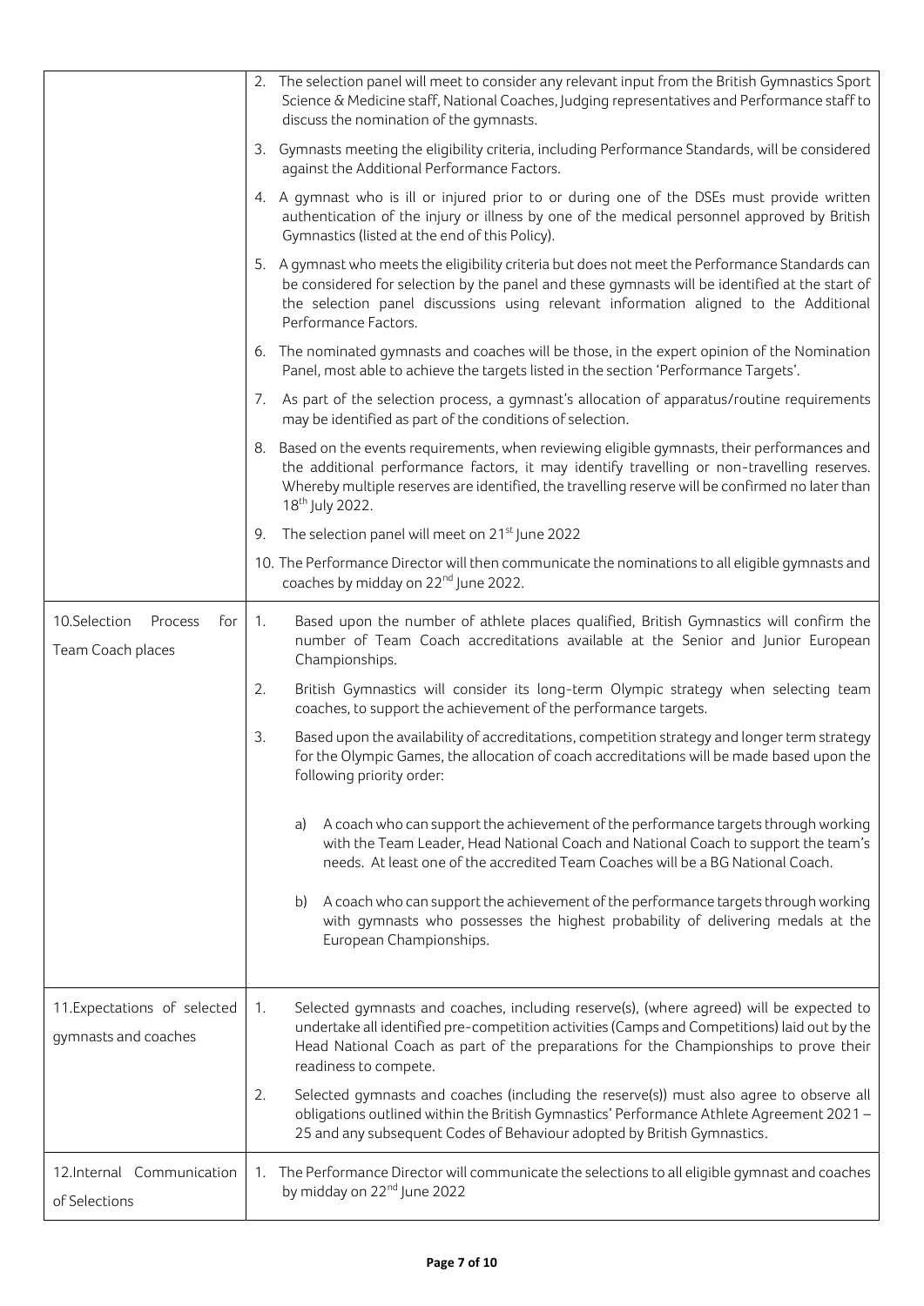| | |
|---|---|
| | 2. The selection panel will meet to consider any relevant input from the British Gymnastics Sport Science & Medicine staff, National Coaches, Judging representatives and Performance staff to discuss the nomination of the gymnasts.<br><br>3. Gymnasts meeting the eligibility criteria, including Performance Standards, will be considered against the Additional Performance Factors.<br><br>4. A gymnast who is ill or injured prior to or during one of the DSEs must provide written authentication of the injury or illness by one of the medical personnel approved by British Gymnastics (listed at the end of this Policy).<br><br>5. A gymnast who meets the eligibility criteria but does not meet the Performance Standards can be considered for selection by the panel and these gymnasts will be identified at the start of the selection panel discussions using relevant information aligned to the Additional Performance Factors.<br><br>6. The nominated gymnasts and coaches will be those, in the expert opinion of the Nomination Panel, most able to achieve the targets listed in the section 'Performance Targets'.<br><br>7. As part of the selection process, a gymnast's allocation of apparatus/routine requirements may be identified as part of the conditions of selection.<br><br>8. Based on the events requirements, when reviewing eligible gymnasts, their performances and the additional performance factors, it may identify travelling or non-travelling reserves. Whereby multiple reserves are identified, the travelling reserve will be confirmed no later than 18th July 2022.<br><br>9. The selection panel will meet on 21st June 2022<br><br>10. The Performance Director will then communicate the nominations to all eligible gymnasts and coaches by midday on 22nd June 2022. |
| 10.Selection Process for Team Coach places | 1. Based upon the number of athlete places qualified, British Gymnastics will confirm the number of Team Coach accreditations available at the Senior and Junior European Championships.<br><br>2. British Gymnastics will consider its long-term Olympic strategy when selecting team coaches, to support the achievement of the performance targets.<br><br>3. Based upon the availability of accreditations, competition strategy and longer term strategy for the Olympic Games, the allocation of coach accreditations will be made based upon the following priority order:<br><br>a) A coach who can support the achievement of the performance targets through working with the Team Leader, Head National Coach and National Coach to support the team's needs. At least one of the accredited Team Coaches will be a BG National Coach.<br><br>b) A coach who can support the achievement of the performance targets through working with gymnasts who possesses the highest probability of delivering medals at the European Championships. |
| 11.Expectations of selected gymnasts and coaches | 1. Selected gymnasts and coaches, including reserve(s), (where agreed) will be expected to undertake all identified pre-competition activities (Camps and Competitions) laid out by the Head National Coach as part of the preparations for the Championships to prove their readiness to compete.<br><br>2. Selected gymnasts and coaches (including the reserve(s)) must also agree to observe all obligations outlined within the British Gymnastics' Performance Athlete Agreement 2021 – 25 and any subsequent Codes of Behaviour adopted by British Gymnastics. |
| 12.Internal Communication of Selections | 1. The Performance Director will communicate the selections to all eligible gymnast and coaches by midday on 22nd June 2022 |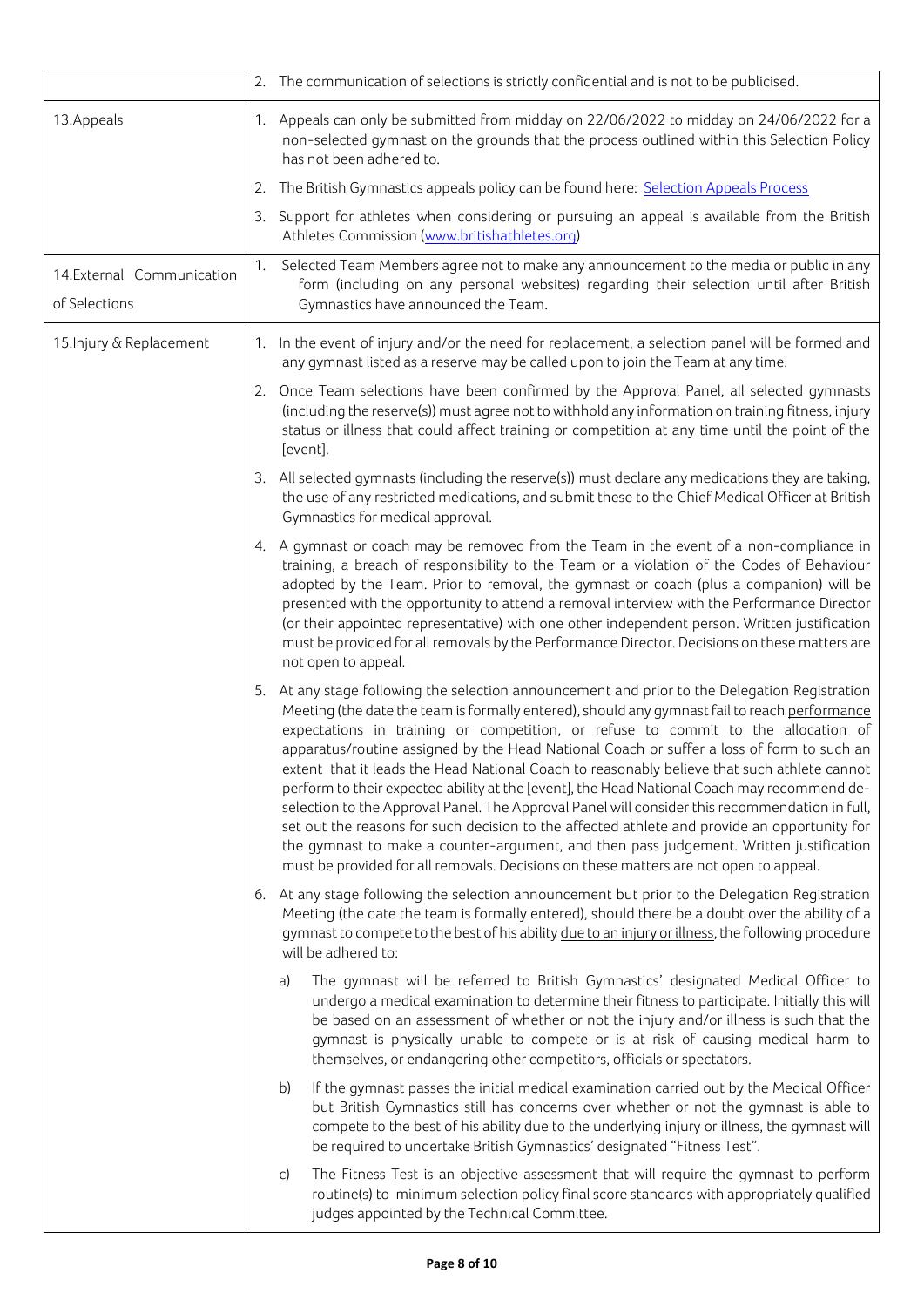| | |
|---|---|
| | 2. The communication of selections is strictly confidential and is not to be publicised. |
| 13.Appeals | 1. Appeals can only be submitted from midday on 22/06/2022 to midday on 24/06/2022 for a non-selected gymnast on the grounds that the process outlined within this Selection Policy has not been adhered to.<br>2. The British Gymnastics appeals policy can be found here: Selection Appeals Process<br>3. Support for athletes when considering or pursuing an appeal is available from the British Athletes Commission (www.britishathletes.org) |
| 14.External Communication of Selections | 1. Selected Team Members agree not to make any announcement to the media or public in any form (including on any personal websites) regarding their selection until after British Gymnastics have announced the Team. |
| 15.Injury & Replacement | 1. In the event of injury and/or the need for replacement, a selection panel will be formed and any gymnast listed as a reserve may be called upon to join the Team at any time.<br>2. Once Team selections have been confirmed by the Approval Panel, all selected gymnasts (including the reserve(s)) must agree not to withhold any information on training fitness, injury status or illness that could affect training or competition at any time until the point of the [event].<br>3. All selected gymnasts (including the reserve(s)) must declare any medications they are taking, the use of any restricted medications, and submit these to the Chief Medical Officer at British Gymnastics for medical approval.<br>4. A gymnast or coach may be removed from the Team in the event of a non-compliance in training, a breach of responsibility to the Team or a violation of the Codes of Behaviour adopted by the Team. Prior to removal, the gymnast or coach (plus a companion) will be presented with the opportunity to attend a removal interview with the Performance Director (or their appointed representative) with one other independent person. Written justification must be provided for all removals by the Performance Director. Decisions on these matters are not open to appeal.<br>5. At any stage following the selection announcement and prior to the Delegation Registration Meeting (the date the team is formally entered), should any gymnast fail to reach performance expectations in training or competition, or refuse to commit to the allocation of apparatus/routine assigned by the Head National Coach or suffer a loss of form to such an extent that it leads the Head National Coach to reasonably believe that such athlete cannot perform to their expected ability at the [event], the Head National Coach may recommend de-selection to the Approval Panel. The Approval Panel will consider this recommendation in full, set out the reasons for such decision to the affected athlete and provide an opportunity for the gymnast to make a counter-argument, and then pass judgement. Written justification must be provided for all removals. Decisions on these matters are not open to appeal.<br>6. At any stage following the selection announcement but prior to the Delegation Registration Meeting (the date the team is formally entered), should there be a doubt over the ability of a gymnast to compete to the best of his ability due to an injury or illness, the following procedure will be adhered to:<br>a) The gymnast will be referred to British Gymnastics' designated Medical Officer to undergo a medical examination to determine their fitness to participate. Initially this will be based on an assessment of whether or not the injury and/or illness is such that the gymnast is physically unable to compete or is at risk of causing medical harm to themselves, or endangering other competitors, officials or spectators.<br>b) If the gymnast passes the initial medical examination carried out by the Medical Officer but British Gymnastics still has concerns over whether or not the gymnast is able to compete to the best of his ability due to the underlying injury or illness, the gymnast will be required to undertake British Gymnastics' designated "Fitness Test".<br>c) The Fitness Test is an objective assessment that will require the gymnast to perform routine(s) to minimum selection policy final score standards with appropriately qualified judges appointed by the Technical Committee. |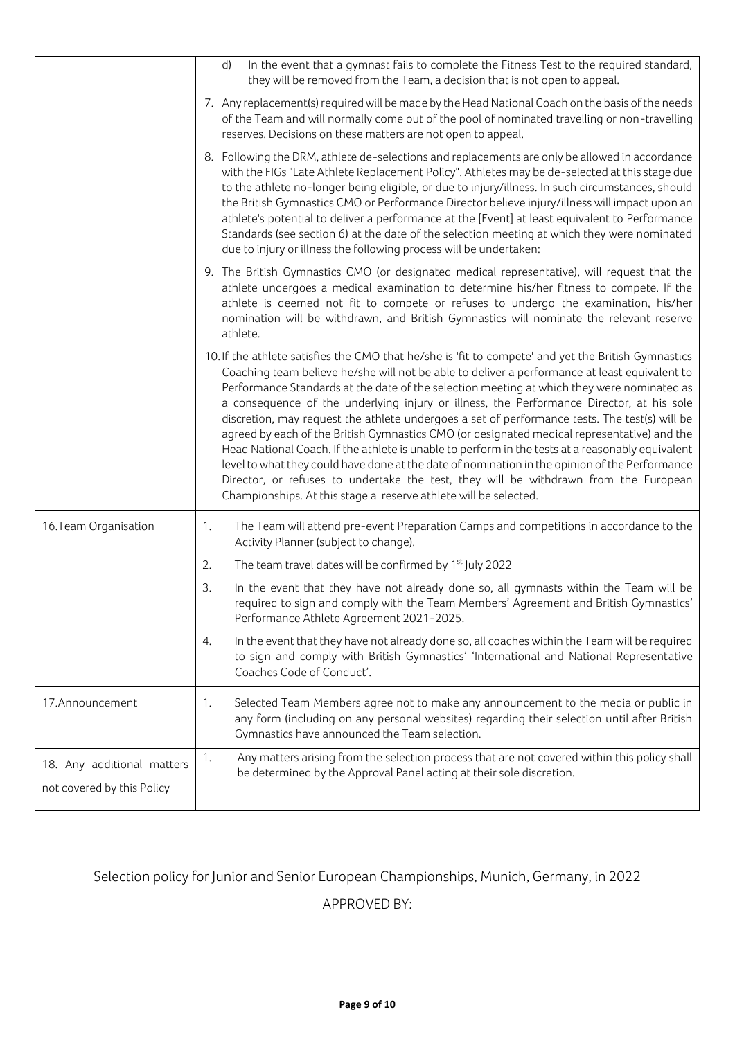| | |
|---|---|
| | d) In the event that a gymnast fails to complete the Fitness Test to the required standard, they will be removed from the Team, a decision that is not open to appeal.<br><br>7. Any replacement(s) required will be made by the Head National Coach on the basis of the needs of the Team and will normally come out of the pool of nominated travelling or non-travelling reserves. Decisions on these matters are not open to appeal.<br><br>8. Following the DRM, athlete de-selections and replacements are only be allowed in accordance with the FIGs "Late Athlete Replacement Policy". Athletes may be de-selected at this stage due to the athlete no-longer being eligible, or due to injury/illness. In such circumstances, should the British Gymnastics CMO or Performance Director believe injury/illness will impact upon an athlete's potential to deliver a performance at the [Event] at least equivalent to Performance Standards (see section 6) at the date of the selection meeting at which they were nominated due to injury or illness the following process will be undertaken:<br><br>9. The British Gymnastics CMO (or designated medical representative), will request that the athlete undergoes a medical examination to determine his/her fitness to compete. If the athlete is deemed not fit to compete or refuses to undergo the examination, his/her nomination will be withdrawn, and British Gymnastics will nominate the relevant reserve athlete.<br><br>10. If the athlete satisfies the CMO that he/she is 'fit to compete' and yet the British Gymnastics Coaching team believe he/she will not be able to deliver a performance at least equivalent to Performance Standards at the date of the selection meeting at which they were nominated as a consequence of the underlying injury or illness, the Performance Director, at his sole discretion, may request the athlete undergoes a set of performance tests. The test(s) will be agreed by each of the British Gymnastics CMO (or designated medical representative) and the Head National Coach. If the athlete is unable to perform in the tests at a reasonably equivalent level to what they could have done at the date of nomination in the opinion of the Performance Director, or refuses to undertake the test, they will be withdrawn from the European Championships. At this stage a reserve athlete will be selected. |
| 16. Team Organisation | 1. The Team will attend pre-event Preparation Camps and competitions in accordance to the Activity Planner (subject to change).<br><br>2. The team travel dates will be confirmed by 1st July 2022<br><br>3. In the event that they have not already done so, all gymnasts within the Team will be required to sign and comply with the Team Members' Agreement and British Gymnastics' Performance Athlete Agreement 2021-2025.<br><br>4. In the event that they have not already done so, all coaches within the Team will be required to sign and comply with British Gymnastics' 'International and National Representative Coaches Code of Conduct'. |
| 17. Announcement | 1. Selected Team Members agree not to make any announcement to the media or public in any form (including on any personal websites) regarding their selection until after British Gymnastics have announced the Team selection. |
| 18. Any additional matters not covered by this Policy | 1. Any matters arising from the selection process that are not covered within this policy shall be determined by the Approval Panel acting at their sole discretion. |

Selection policy for Junior and Senior European Championships, Munich, Germany, in 2022

APPROVED BY: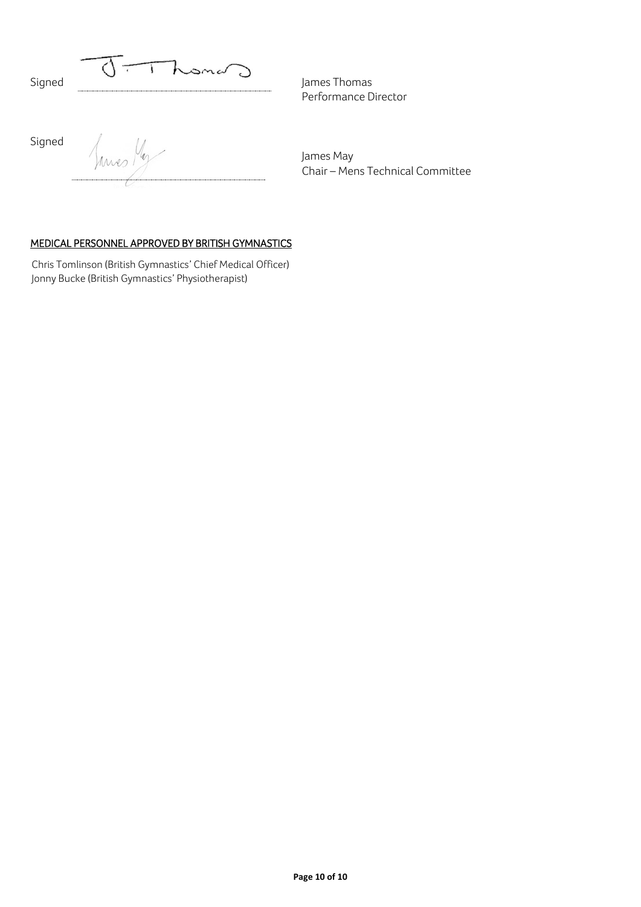Signed ............................................. James Thomas
Performance Director

Signed ............................................. James May
Chair – Mens Technical Committee

**MEDICAL PERSONNEL APPROVED BY BRITISH GYMNASTICS**

Chris Tomlinson (British Gymnastics' Chief Medical Officer)
Jonny Bucke (British Gymnastics' Physiotherapist)